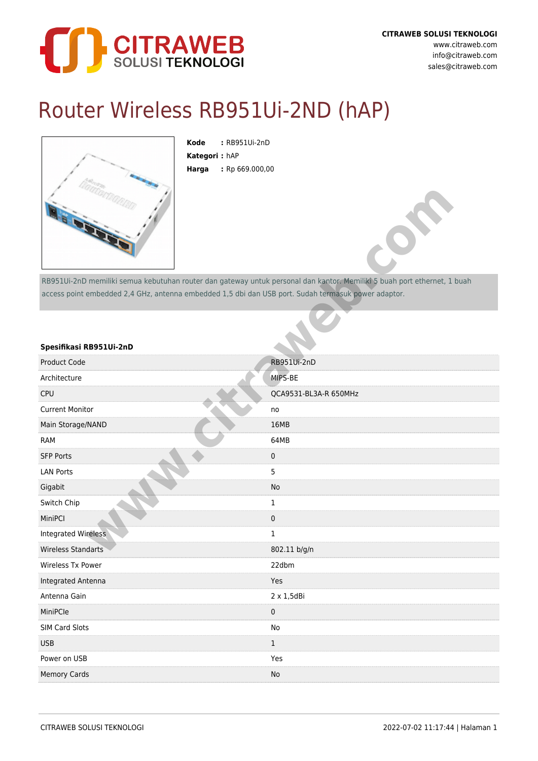CITRAWEB SOLUSI TEKNOLOGI
www.citraweb.com
info@citraweb.com
sales@citraweb.com

# Router Wireless RB951Ui-2ND (hAP)

**Kode** : RB951Ui-2nD
**Kategori** : hAP
**Harga** : Rp 669.000,00

RB951Ui-2nD memiliki semua kebutuhan router dan gateway untuk personal dan kantor. Memiliki 5 buah port ethernet, 1 buah access point embedded 2,4 GHz, antenna embedded 1,5 dbi dan USB port. Sudah termasuk power adaptor.

**Spesifikasi RB951Ui-2nD**

| | |
|---|---|
| Product Code | RB951Ui-2nD |
| Architecture | MIPS-BE |
| CPU | QCA9531-BL3A-R 650MHz |
| Current Monitor | no |
| Main Storage/NAND | 16MB |
| RAM | 64MB |
| SFP Ports | 0 |
| LAN Ports | 5 |
| Gigabit | No |
| Switch Chip | 1 |
| MiniPCI | 0 |
| Integrated Wireless | 1 |
| Wireless Standarts | 802.11 b/g/n |
| Wireless Tx Power | 22dbm |
| Integrated Antenna | Yes |
| Antenna Gain | 2 x 1,5dBi |
| MiniPCIe | 0 |
| SIM Card Slots | No |
| USB | 1 |
| Power on USB | Yes |
| Memory Cards | No |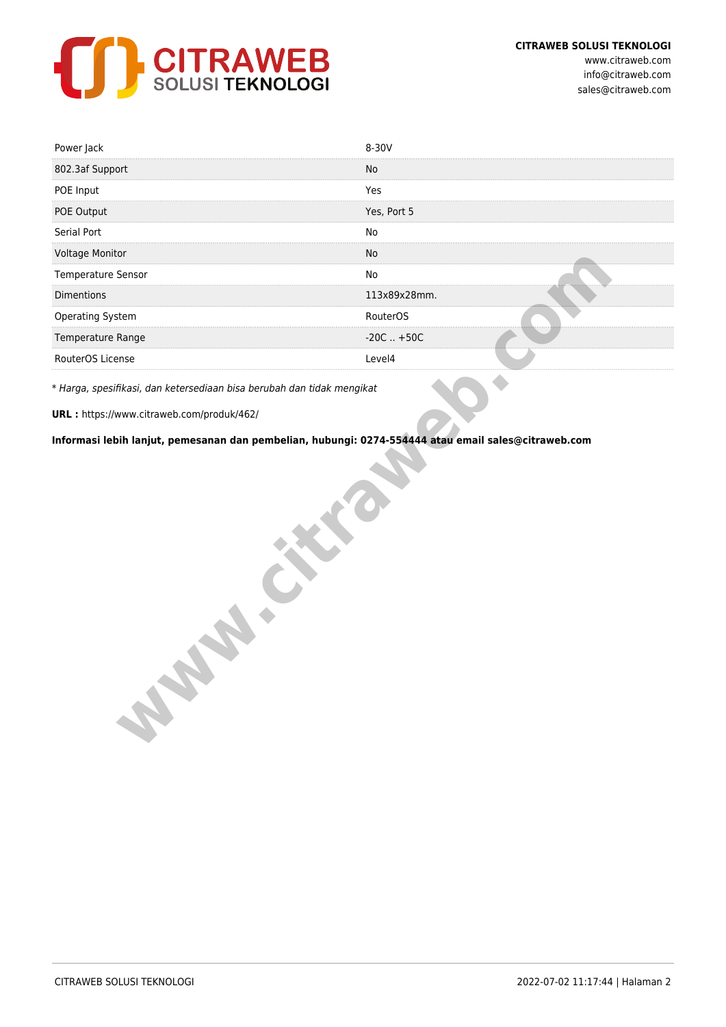| | |
|---|---|
| Power Jack | 8-30V |
| 802.3af Support | No |
| POE Input | Yes |
| POE Output | Yes, Port 5 |
| Serial Port | No |
| Voltage Monitor | No |
| Temperature Sensor | No |
| Dimentions | 113x89x28mm. |
| Operating System | RouterOS |
| Temperature Range | -20C .. +50C |
| RouterOS License | Level4 |

* *Harga, spesifikasi, dan ketersediaan bisa berubah dan tidak mengikat*

**URL :** https://www.citraweb.com/produk/462/

**Informasi lebih lanjut, pemesanan dan pembelian, hubungi: 0274-554444 atau email sales@citraweb.com**